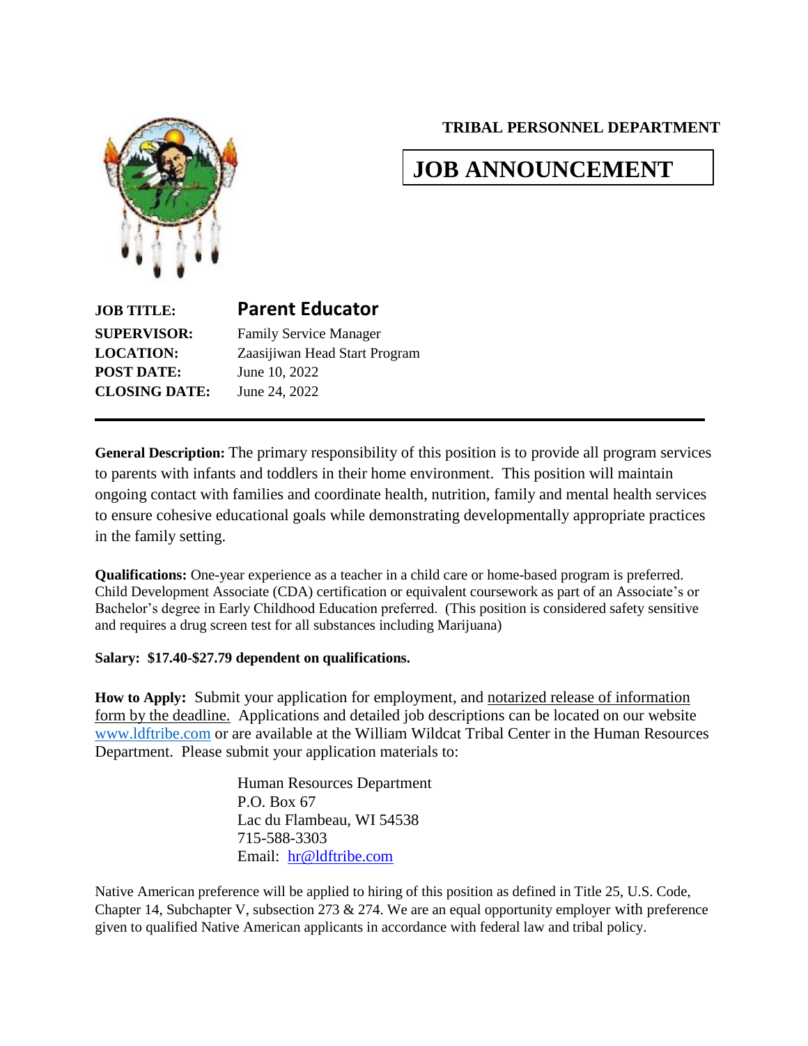**TRIBAL PERSONNEL DEPARTMENT**

# JOB ANNOUNCEMENT

**JOB TITLE:** **Parent Educator**
**SUPERVISOR:** Family Service Manager
**LOCATION:** Zaasijiwan Head Start Program
**POST DATE:** June 10, 2022
**CLOSING DATE:** June 24, 2022

---

**General Description:** The primary responsibility of this position is to provide all program services to parents with infants and toddlers in their home environment. This position will maintain ongoing contact with families and coordinate health, nutrition, family and mental health services to ensure cohesive educational goals while demonstrating developmentally appropriate practices in the family setting.

**Qualifications:** One-year experience as a teacher in a child care or home-based program is preferred. Child Development Associate (CDA) certification or equivalent coursework as part of an Associate's or Bachelor's degree in Early Childhood Education preferred. (This position is considered safety sensitive and requires a drug screen test for all substances including Marijuana)

**Salary: $17.40-$27.79 dependent on qualifications.**

**How to Apply:** Submit your application for employment, and notarized release of information form by the deadline. Applications and detailed job descriptions can be located on our website www.ldftribe.com or are available at the William Wildcat Tribal Center in the Human Resources Department. Please submit your application materials to:

Human Resources Department
P.O. Box 67
Lac du Flambeau, WI 54538
715-588-3303
Email: hr@ldftribe.com

Native American preference will be applied to hiring of this position as defined in Title 25, U.S. Code, Chapter 14, Subchapter V, subsection 273 & 274. We are an equal opportunity employer with preference given to qualified Native American applicants in accordance with federal law and tribal policy.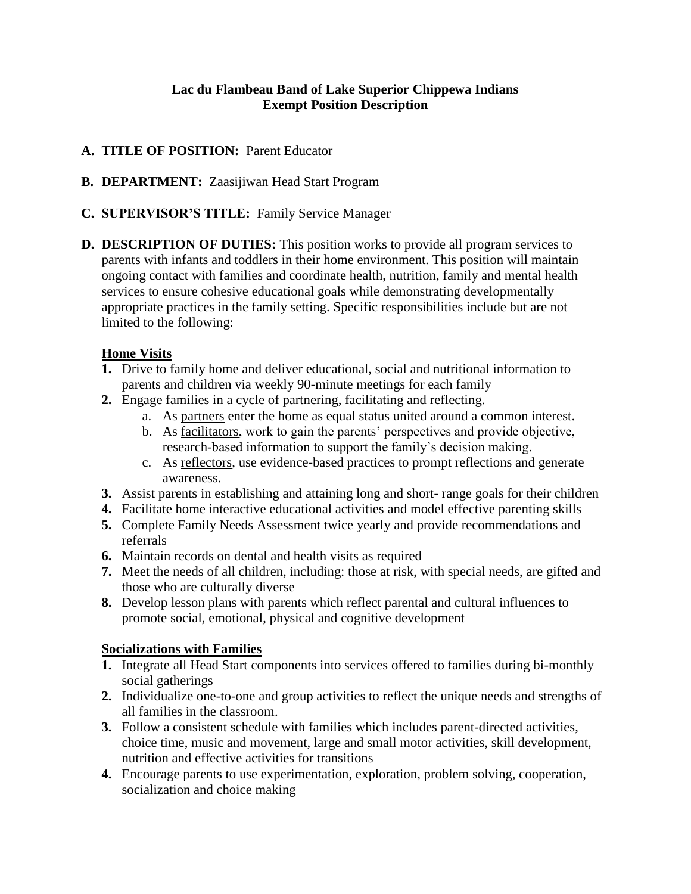**Lac du Flambeau Band of Lake Superior Chippewa Indians**
**Exempt Position Description**

**A. TITLE OF POSITION:** Parent Educator

**B. DEPARTMENT:** Zaasijiwan Head Start Program

**C. SUPERVISOR'S TITLE:** Family Service Manager

**D. DESCRIPTION OF DUTIES:** This position works to provide all program services to parents with infants and toddlers in their home environment. This position will maintain ongoing contact with families and coordinate health, nutrition, family and mental health services to ensure cohesive educational goals while demonstrating developmentally appropriate practices in the family setting. Specific responsibilities include but are not limited to the following:

<u>**Home Visits**</u>

1. Drive to family home and deliver educational, social and nutritional information to parents and children via weekly 90-minute meetings for each family
2. Engage families in a cycle of partnering, facilitating and reflecting.
   a. As <u>partners</u> enter the home as equal status united around a common interest.
   b. As <u>facilitators</u>, work to gain the parents' perspectives and provide objective, research-based information to support the family's decision making.
   c. As <u>reflectors</u>, use evidence-based practices to prompt reflections and generate awareness.
3. Assist parents in establishing and attaining long and short- range goals for their children
4. Facilitate home interactive educational activities and model effective parenting skills
5. Complete Family Needs Assessment twice yearly and provide recommendations and referrals
6. Maintain records on dental and health visits as required
7. Meet the needs of all children, including: those at risk, with special needs, are gifted and those who are culturally diverse
8. Develop lesson plans with parents which reflect parental and cultural influences to promote social, emotional, physical and cognitive development

<u>**Socializations with Families**</u>

1. Integrate all Head Start components into services offered to families during bi-monthly social gatherings
2. Individualize one-to-one and group activities to reflect the unique needs and strengths of all families in the classroom.
3. Follow a consistent schedule with families which includes parent-directed activities, choice time, music and movement, large and small motor activities, skill development, nutrition and effective activities for transitions
4. Encourage parents to use experimentation, exploration, problem solving, cooperation, socialization and choice making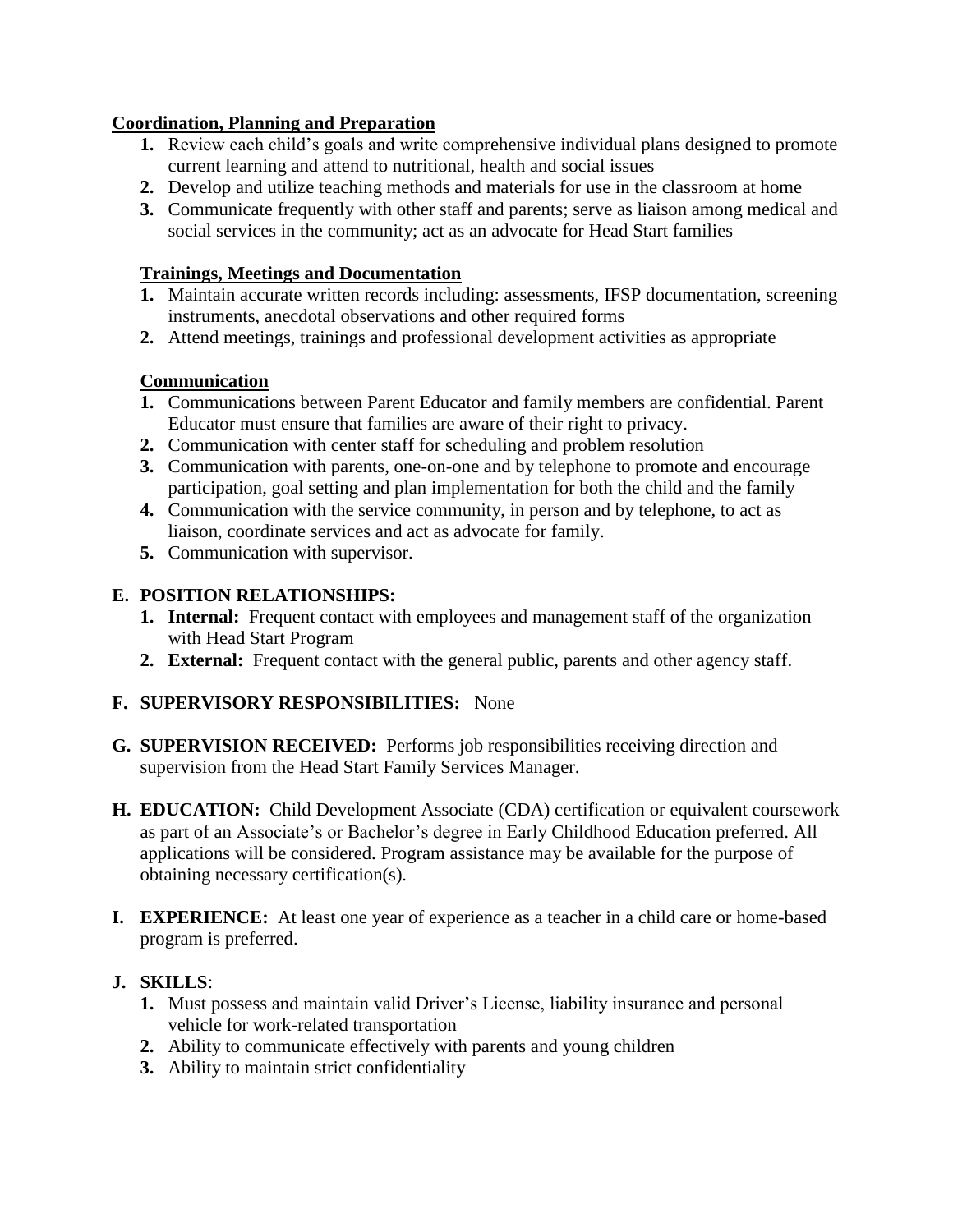**Coordination, Planning and Preparation**

1. Review each child's goals and write comprehensive individual plans designed to promote current learning and attend to nutritional, health and social issues
2. Develop and utilize teaching methods and materials for use in the classroom at home
3. Communicate frequently with other staff and parents; serve as liaison among medical and social services in the community; act as an advocate for Head Start families

**Trainings, Meetings and Documentation**

1. Maintain accurate written records including: assessments, IFSP documentation, screening instruments, anecdotal observations and other required forms
2. Attend meetings, trainings and professional development activities as appropriate

**Communication**

1. Communications between Parent Educator and family members are confidential. Parent Educator must ensure that families are aware of their right to privacy.
2. Communication with center staff for scheduling and problem resolution
3. Communication with parents, one-on-one and by telephone to promote and encourage participation, goal setting and plan implementation for both the child and the family
4. Communication with the service community, in person and by telephone, to act as liaison, coordinate services and act as advocate for family.
5. Communication with supervisor.

**E. POSITION RELATIONSHIPS:**

1. **Internal:** Frequent contact with employees and management staff of the organization with Head Start Program
2. **External:** Frequent contact with the general public, parents and other agency staff.

**F. SUPERVISORY RESPONSIBILITIES:** None

**G. SUPERVISION RECEIVED:** Performs job responsibilities receiving direction and supervision from the Head Start Family Services Manager.

**H. EDUCATION:** Child Development Associate (CDA) certification or equivalent coursework as part of an Associate's or Bachelor's degree in Early Childhood Education preferred. All applications will be considered. Program assistance may be available for the purpose of obtaining necessary certification(s).

**I. EXPERIENCE:** At least one year of experience as a teacher in a child care or home-based program is preferred.

**J. SKILLS**:

1. Must possess and maintain valid Driver's License, liability insurance and personal vehicle for work-related transportation
2. Ability to communicate effectively with parents and young children
3. Ability to maintain strict confidentiality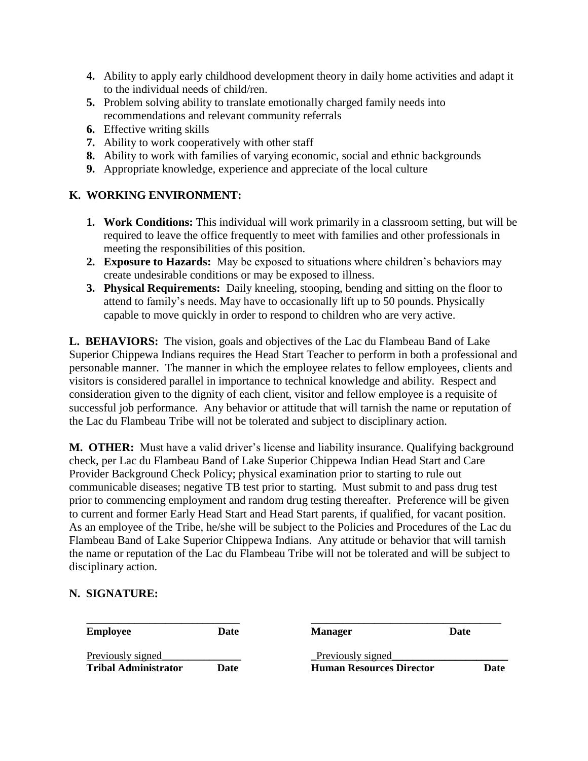4. Ability to apply early childhood development theory in daily home activities and adapt it to the individual needs of child/ren.
5. Problem solving ability to translate emotionally charged family needs into recommendations and relevant community referrals
6. Effective writing skills
7. Ability to work cooperatively with other staff
8. Ability to work with families of varying economic, social and ethnic backgrounds
9. Appropriate knowledge, experience and appreciate of the local culture

## K. WORKING ENVIRONMENT:

1. **Work Conditions:** This individual will work primarily in a classroom setting, but will be required to leave the office frequently to meet with families and other professionals in meeting the responsibilities of this position.
2. **Exposure to Hazards:** May be exposed to situations where children's behaviors may create undesirable conditions or may be exposed to illness.
3. **Physical Requirements:** Daily kneeling, stooping, bending and sitting on the floor to attend to family's needs. May have to occasionally lift up to 50 pounds. Physically capable to move quickly in order to respond to children who are very active.

**L. BEHAVIORS:** The vision, goals and objectives of the Lac du Flambeau Band of Lake Superior Chippewa Indians requires the Head Start Teacher to perform in both a professional and personable manner. The manner in which the employee relates to fellow employees, clients and visitors is considered parallel in importance to technical knowledge and ability. Respect and consideration given to the dignity of each client, visitor and fellow employee is a requisite of successful job performance. Any behavior or attitude that will tarnish the name or reputation of the Lac du Flambeau Tribe will not be tolerated and subject to disciplinary action.

**M. OTHER:** Must have a valid driver's license and liability insurance. Qualifying background check, per Lac du Flambeau Band of Lake Superior Chippewa Indian Head Start and Care Provider Background Check Policy; physical examination prior to starting to rule out communicable diseases; negative TB test prior to starting. Must submit to and pass drug test prior to commencing employment and random drug testing thereafter. Preference will be given to current and former Early Head Start and Head Start parents, if qualified, for vacant position. As an employee of the Tribe, he/she will be subject to the Policies and Procedures of the Lac du Flambeau Band of Lake Superior Chippewa Indians. Any attitude or behavior that will tarnish the name or reputation of the Lac du Flambeau Tribe will not be tolerated and will be subject to disciplinary action.

## N. SIGNATURE:

| | |
|---|---|
| ______________________________ | ______________________________ |
| **Employee** **Date** | **Manager** **Date** |
| Previously signed______________ | _Previously signed______________ |
| **Tribal Administrator** **Date** | **Human Resources Director** **Date** |